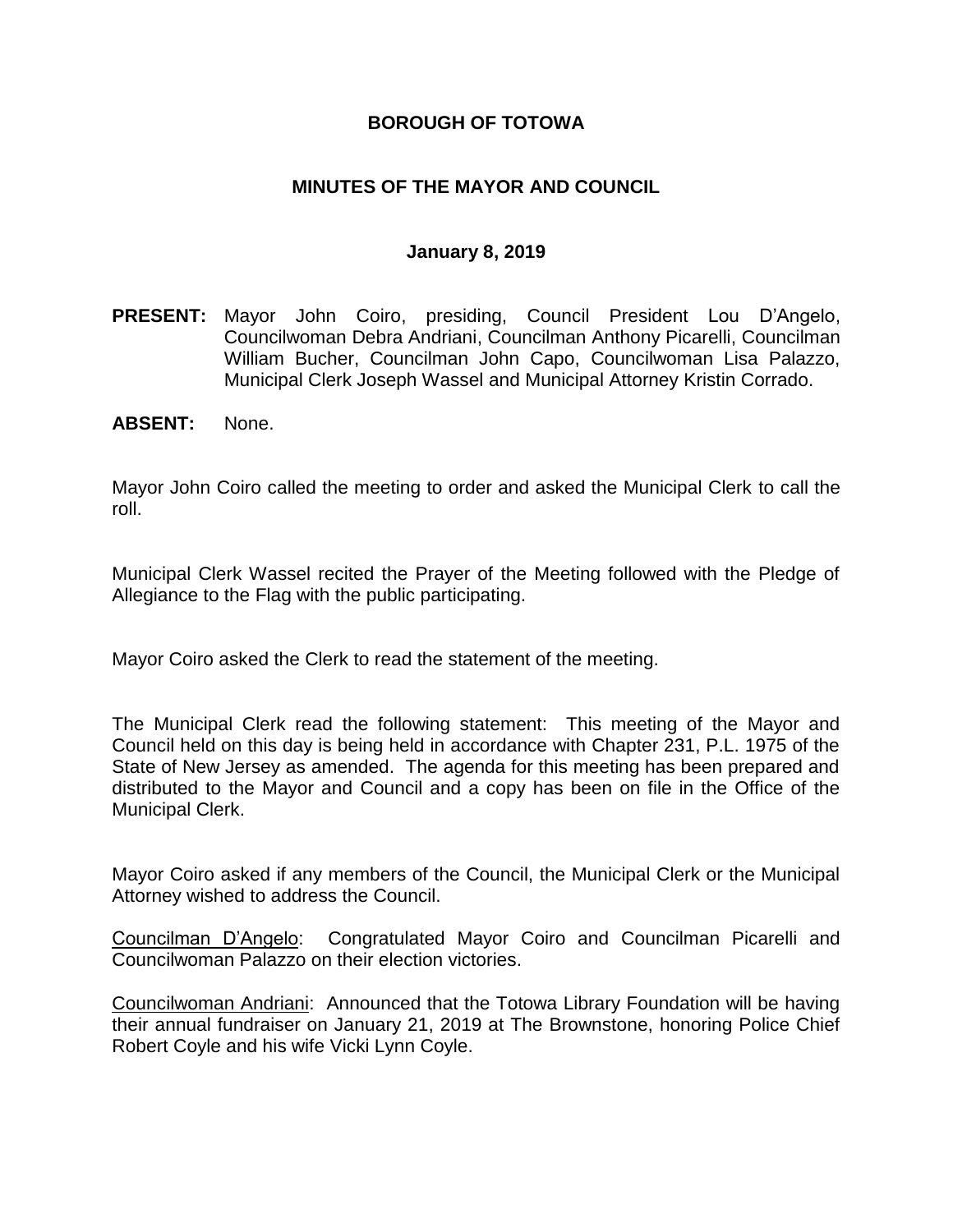# BOROUGH OF TOTOWA

## MINUTES OF THE MAYOR AND COUNCIL

### January 8, 2019

**PRESENT:** Mayor John Coiro, presiding, Council President Lou D'Angelo, Councilwoman Debra Andriani, Councilman Anthony Picarelli, Councilman William Bucher, Councilman John Capo, Councilwoman Lisa Palazzo, Municipal Clerk Joseph Wassel and Municipal Attorney Kristin Corrado.

**ABSENT:** None.

Mayor John Coiro called the meeting to order and asked the Municipal Clerk to call the roll.

Municipal Clerk Wassel recited the Prayer of the Meeting followed with the Pledge of Allegiance to the Flag with the public participating.

Mayor Coiro asked the Clerk to read the statement of the meeting.

The Municipal Clerk read the following statement: This meeting of the Mayor and Council held on this day is being held in accordance with Chapter 231, P.L. 1975 of the State of New Jersey as amended. The agenda for this meeting has been prepared and distributed to the Mayor and Council and a copy has been on file in the Office of the Municipal Clerk.

Mayor Coiro asked if any members of the Council, the Municipal Clerk or the Municipal Attorney wished to address the Council.

Councilman D'Angelo: Congratulated Mayor Coiro and Councilman Picarelli and Councilwoman Palazzo on their election victories.

Councilwoman Andriani: Announced that the Totowa Library Foundation will be having their annual fundraiser on January 21, 2019 at The Brownstone, honoring Police Chief Robert Coyle and his wife Vicki Lynn Coyle.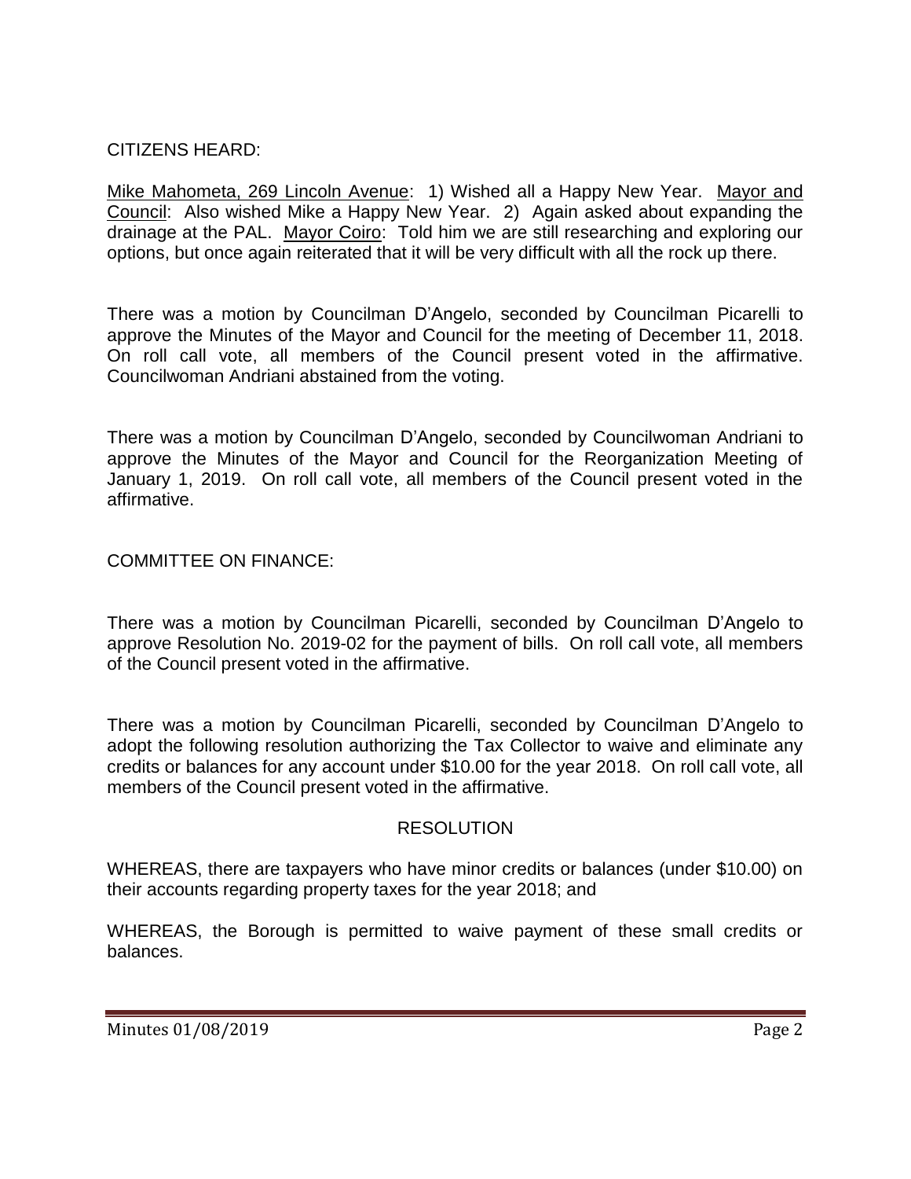CITIZENS HEARD:

Mike Mahometa, 269 Lincoln Avenue: 1) Wished all a Happy New Year. Mayor and Council: Also wished Mike a Happy New Year. 2) Again asked about expanding the drainage at the PAL. Mayor Coiro: Told him we are still researching and exploring our options, but once again reiterated that it will be very difficult with all the rock up there.

There was a motion by Councilman D'Angelo, seconded by Councilman Picarelli to approve the Minutes of the Mayor and Council for the meeting of December 11, 2018. On roll call vote, all members of the Council present voted in the affirmative. Councilwoman Andriani abstained from the voting.

There was a motion by Councilman D'Angelo, seconded by Councilwoman Andriani to approve the Minutes of the Mayor and Council for the Reorganization Meeting of January 1, 2019. On roll call vote, all members of the Council present voted in the affirmative.

COMMITTEE ON FINANCE:

There was a motion by Councilman Picarelli, seconded by Councilman D'Angelo to approve Resolution No. 2019-02 for the payment of bills. On roll call vote, all members of the Council present voted in the affirmative.

There was a motion by Councilman Picarelli, seconded by Councilman D'Angelo to adopt the following resolution authorizing the Tax Collector to waive and eliminate any credits or balances for any account under $10.00 for the year 2018. On roll call vote, all members of the Council present voted in the affirmative.

RESOLUTION

WHEREAS, there are taxpayers who have minor credits or balances (under $10.00) on their accounts regarding property taxes for the year 2018; and

WHEREAS, the Borough is permitted to waive payment of these small credits or balances.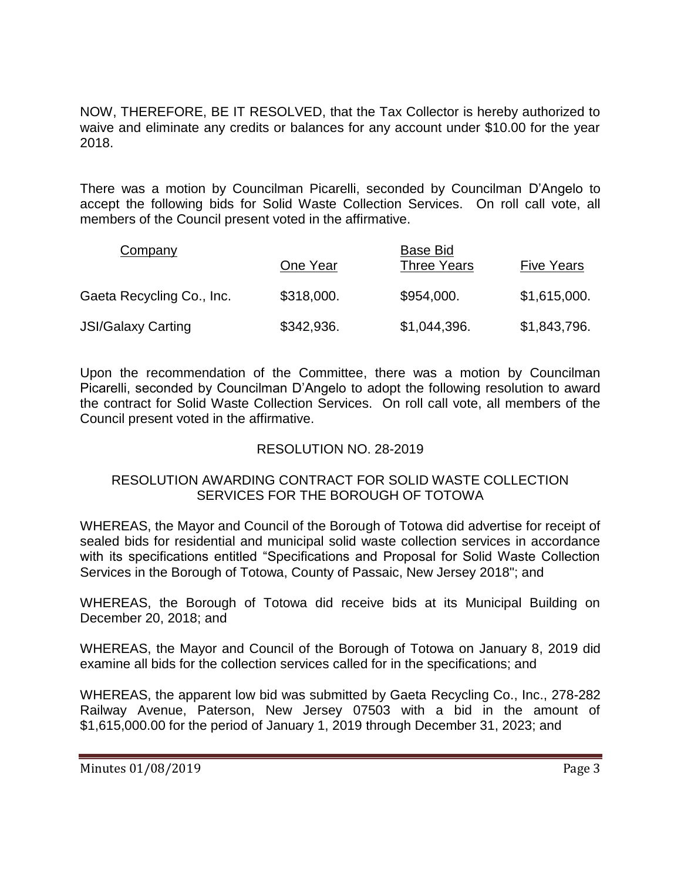NOW, THEREFORE, BE IT RESOLVED, that the Tax Collector is hereby authorized to waive and eliminate any credits or balances for any account under $10.00 for the year 2018.

There was a motion by Councilman Picarelli, seconded by Councilman D'Angelo to accept the following bids for Solid Waste Collection Services. On roll call vote, all members of the Council present voted in the affirmative.

| Company | | Base Bid | |
|---|---|---|---|
| | One Year | Three Years | Five Years |
| Gaeta Recycling Co., Inc. | \$318,000. | \$954,000. | \$1,615,000. |
| JSI/Galaxy Carting | \$342,936. | \$1,044,396. | \$1,843,796. |

Upon the recommendation of the Committee, there was a motion by Councilman Picarelli, seconded by Councilman D'Angelo to adopt the following resolution to award the contract for Solid Waste Collection Services. On roll call vote, all members of the Council present voted in the affirmative.

RESOLUTION NO. 28-2019

RESOLUTION AWARDING CONTRACT FOR SOLID WASTE COLLECTION SERVICES FOR THE BOROUGH OF TOTOWA

WHEREAS, the Mayor and Council of the Borough of Totowa did advertise for receipt of sealed bids for residential and municipal solid waste collection services in accordance with its specifications entitled "Specifications and Proposal for Solid Waste Collection Services in the Borough of Totowa, County of Passaic, New Jersey 2018"; and

WHEREAS, the Borough of Totowa did receive bids at its Municipal Building on December 20, 2018; and

WHEREAS, the Mayor and Council of the Borough of Totowa on January 8, 2019 did examine all bids for the collection services called for in the specifications; and

WHEREAS, the apparent low bid was submitted by Gaeta Recycling Co., Inc., 278-282 Railway Avenue, Paterson, New Jersey 07503 with a bid in the amount of $1,615,000.00 for the period of January 1, 2019 through December 31, 2023; and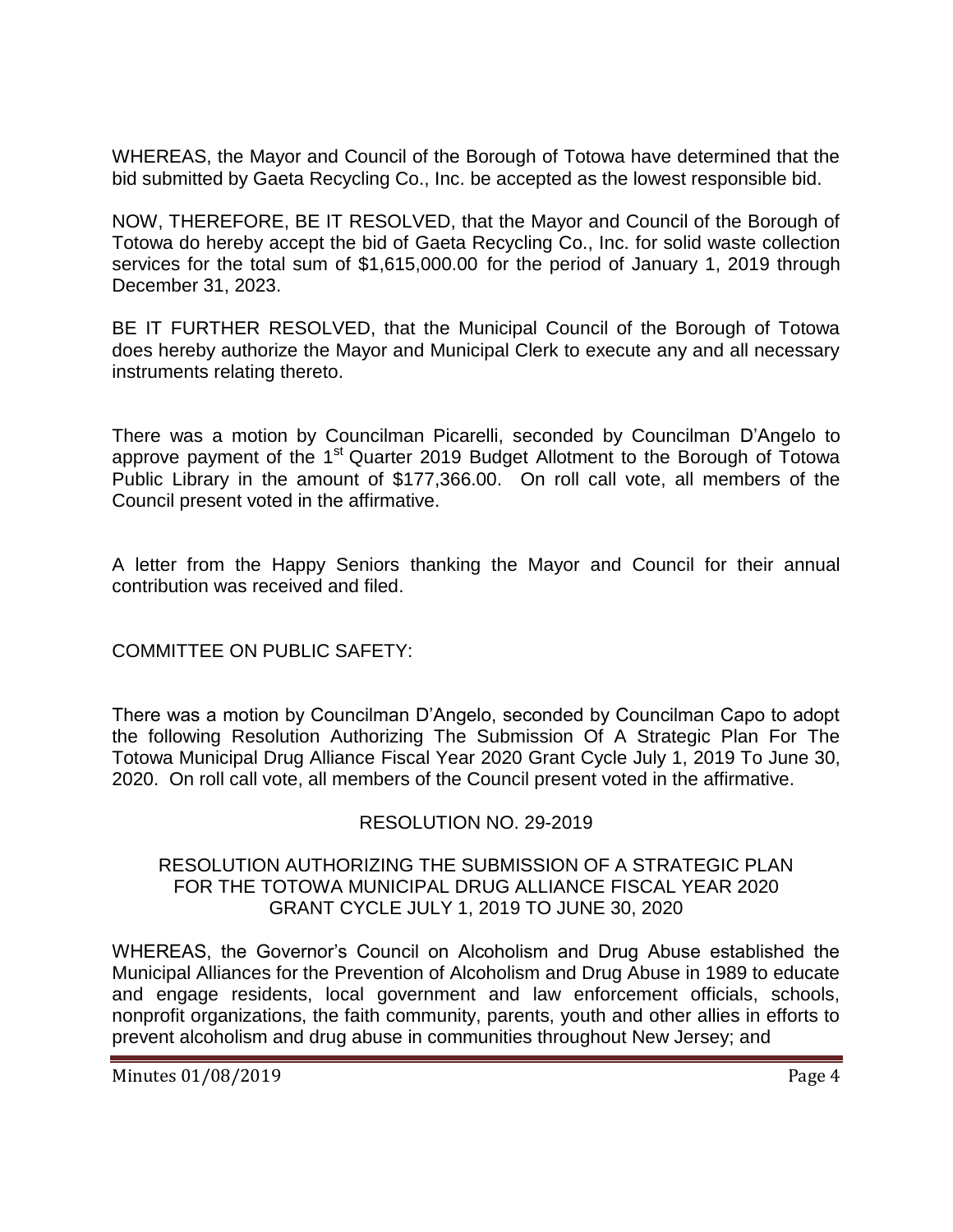WHEREAS, the Mayor and Council of the Borough of Totowa have determined that the bid submitted by Gaeta Recycling Co., Inc. be accepted as the lowest responsible bid.

NOW, THEREFORE, BE IT RESOLVED, that the Mayor and Council of the Borough of Totowa do hereby accept the bid of Gaeta Recycling Co., Inc. for solid waste collection services for the total sum of $1,615,000.00 for the period of January 1, 2019 through December 31, 2023.

BE IT FURTHER RESOLVED, that the Municipal Council of the Borough of Totowa does hereby authorize the Mayor and Municipal Clerk to execute any and all necessary instruments relating thereto.

There was a motion by Councilman Picarelli, seconded by Councilman D'Angelo to approve payment of the 1st Quarter 2019 Budget Allotment to the Borough of Totowa Public Library in the amount of $177,366.00. On roll call vote, all members of the Council present voted in the affirmative.

A letter from the Happy Seniors thanking the Mayor and Council for their annual contribution was received and filed.

COMMITTEE ON PUBLIC SAFETY:

There was a motion by Councilman D'Angelo, seconded by Councilman Capo to adopt the following Resolution Authorizing The Submission Of A Strategic Plan For The Totowa Municipal Drug Alliance Fiscal Year 2020 Grant Cycle July 1, 2019 To June 30, 2020. On roll call vote, all members of the Council present voted in the affirmative.

RESOLUTION NO. 29-2019

RESOLUTION AUTHORIZING THE SUBMISSION OF A STRATEGIC PLAN FOR THE TOTOWA MUNICIPAL DRUG ALLIANCE FISCAL YEAR 2020 GRANT CYCLE JULY 1, 2019 TO JUNE 30, 2020

WHEREAS, the Governor's Council on Alcoholism and Drug Abuse established the Municipal Alliances for the Prevention of Alcoholism and Drug Abuse in 1989 to educate and engage residents, local government and law enforcement officials, schools, nonprofit organizations, the faith community, parents, youth and other allies in efforts to prevent alcoholism and drug abuse in communities throughout New Jersey; and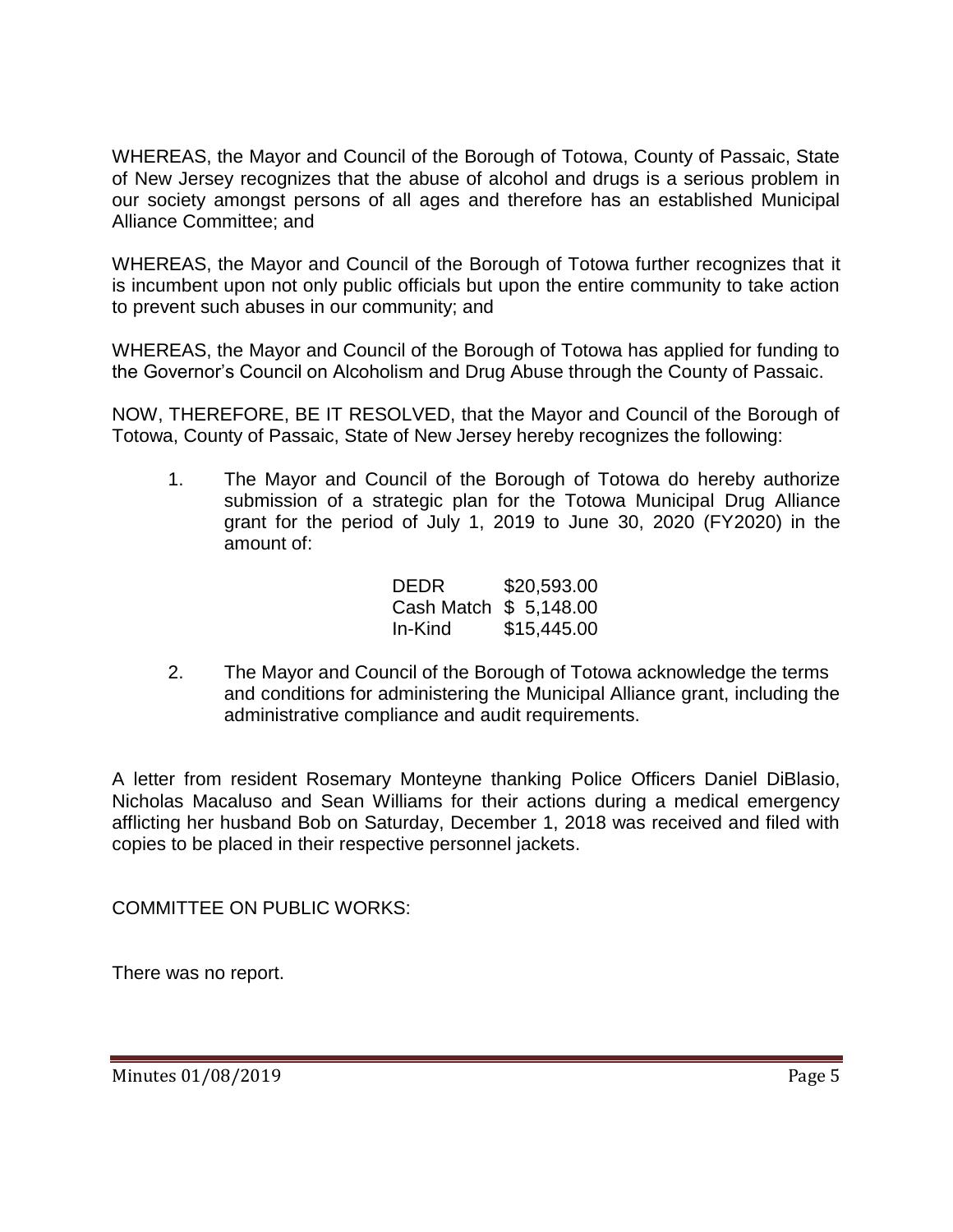WHEREAS, the Mayor and Council of the Borough of Totowa, County of Passaic, State of New Jersey recognizes that the abuse of alcohol and drugs is a serious problem in our society amongst persons of all ages and therefore has an established Municipal Alliance Committee; and

WHEREAS, the Mayor and Council of the Borough of Totowa further recognizes that it is incumbent upon not only public officials but upon the entire community to take action to prevent such abuses in our community; and

WHEREAS, the Mayor and Council of the Borough of Totowa has applied for funding to the Governor's Council on Alcoholism and Drug Abuse through the County of Passaic.

NOW, THEREFORE, BE IT RESOLVED, that the Mayor and Council of the Borough of Totowa, County of Passaic, State of New Jersey hereby recognizes the following:

1. The Mayor and Council of the Borough of Totowa do hereby authorize submission of a strategic plan for the Totowa Municipal Drug Alliance grant for the period of July 1, 2019 to June 30, 2020 (FY2020) in the amount of:

   | | |
   |---|---|
   | DEDR | $20,593.00 |
   | Cash Match | $ 5,148.00 |
   | In-Kind | $15,445.00 |

2. The Mayor and Council of the Borough of Totowa acknowledge the terms and conditions for administering the Municipal Alliance grant, including the administrative compliance and audit requirements.

A letter from resident Rosemary Monteyne thanking Police Officers Daniel DiBlasio, Nicholas Macaluso and Sean Williams for their actions during a medical emergency afflicting her husband Bob on Saturday, December 1, 2018 was received and filed with copies to be placed in their respective personnel jackets.

COMMITTEE ON PUBLIC WORKS:

There was no report.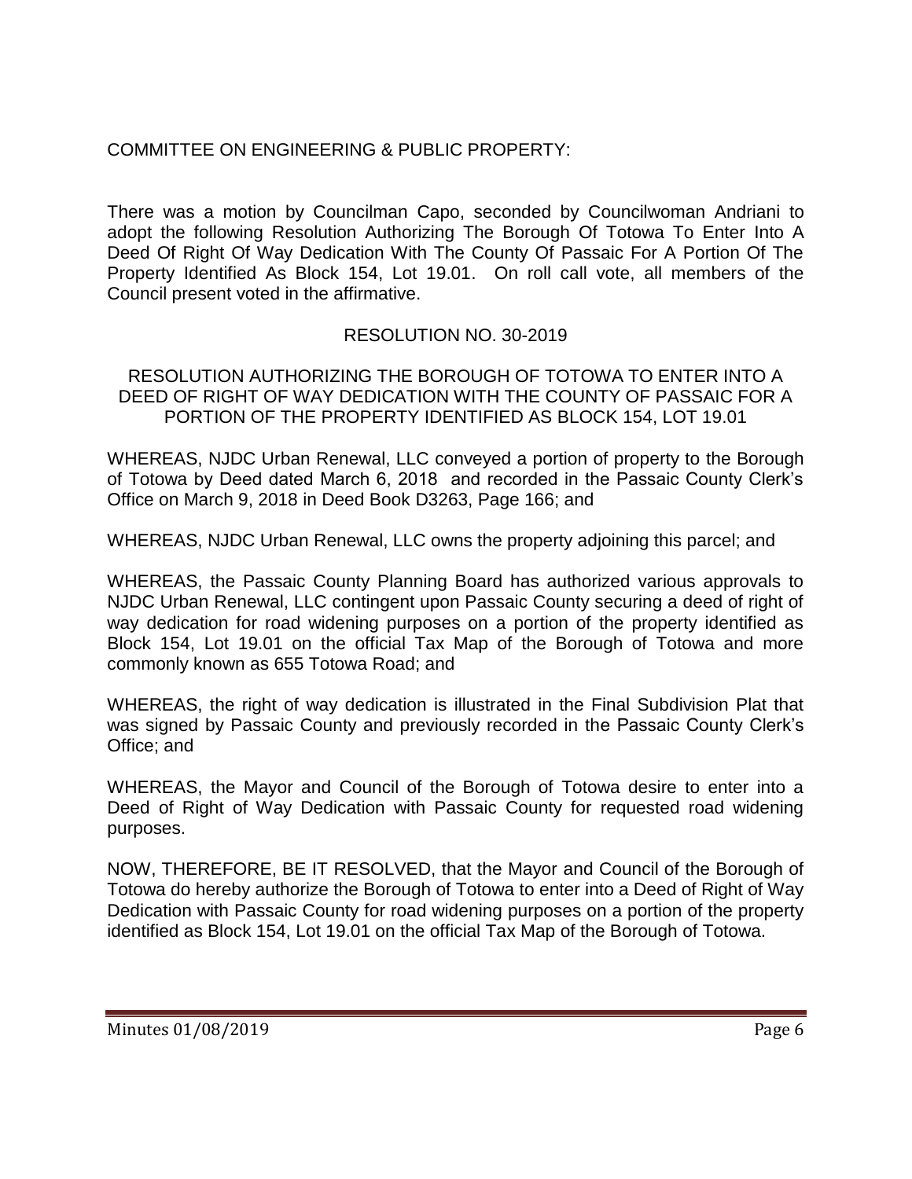COMMITTEE ON ENGINEERING & PUBLIC PROPERTY:

There was a motion by Councilman Capo, seconded by Councilwoman Andriani to adopt the following Resolution Authorizing The Borough Of Totowa To Enter Into A Deed Of Right Of Way Dedication With The County Of Passaic For A Portion Of The Property Identified As Block 154, Lot 19.01. On roll call vote, all members of the Council present voted in the affirmative.

RESOLUTION NO. 30-2019

RESOLUTION AUTHORIZING THE BOROUGH OF TOTOWA TO ENTER INTO A DEED OF RIGHT OF WAY DEDICATION WITH THE COUNTY OF PASSAIC FOR A PORTION OF THE PROPERTY IDENTIFIED AS BLOCK 154, LOT 19.01

WHEREAS, NJDC Urban Renewal, LLC conveyed a portion of property to the Borough of Totowa by Deed dated March 6, 2018 and recorded in the Passaic County Clerk's Office on March 9, 2018 in Deed Book D3263, Page 166; and

WHEREAS, NJDC Urban Renewal, LLC owns the property adjoining this parcel; and

WHEREAS, the Passaic County Planning Board has authorized various approvals to NJDC Urban Renewal, LLC contingent upon Passaic County securing a deed of right of way dedication for road widening purposes on a portion of the property identified as Block 154, Lot 19.01 on the official Tax Map of the Borough of Totowa and more commonly known as 655 Totowa Road; and

WHEREAS, the right of way dedication is illustrated in the Final Subdivision Plat that was signed by Passaic County and previously recorded in the Passaic County Clerk's Office; and

WHEREAS, the Mayor and Council of the Borough of Totowa desire to enter into a Deed of Right of Way Dedication with Passaic County for requested road widening purposes.

NOW, THEREFORE, BE IT RESOLVED, that the Mayor and Council of the Borough of Totowa do hereby authorize the Borough of Totowa to enter into a Deed of Right of Way Dedication with Passaic County for road widening purposes on a portion of the property identified as Block 154, Lot 19.01 on the official Tax Map of the Borough of Totowa.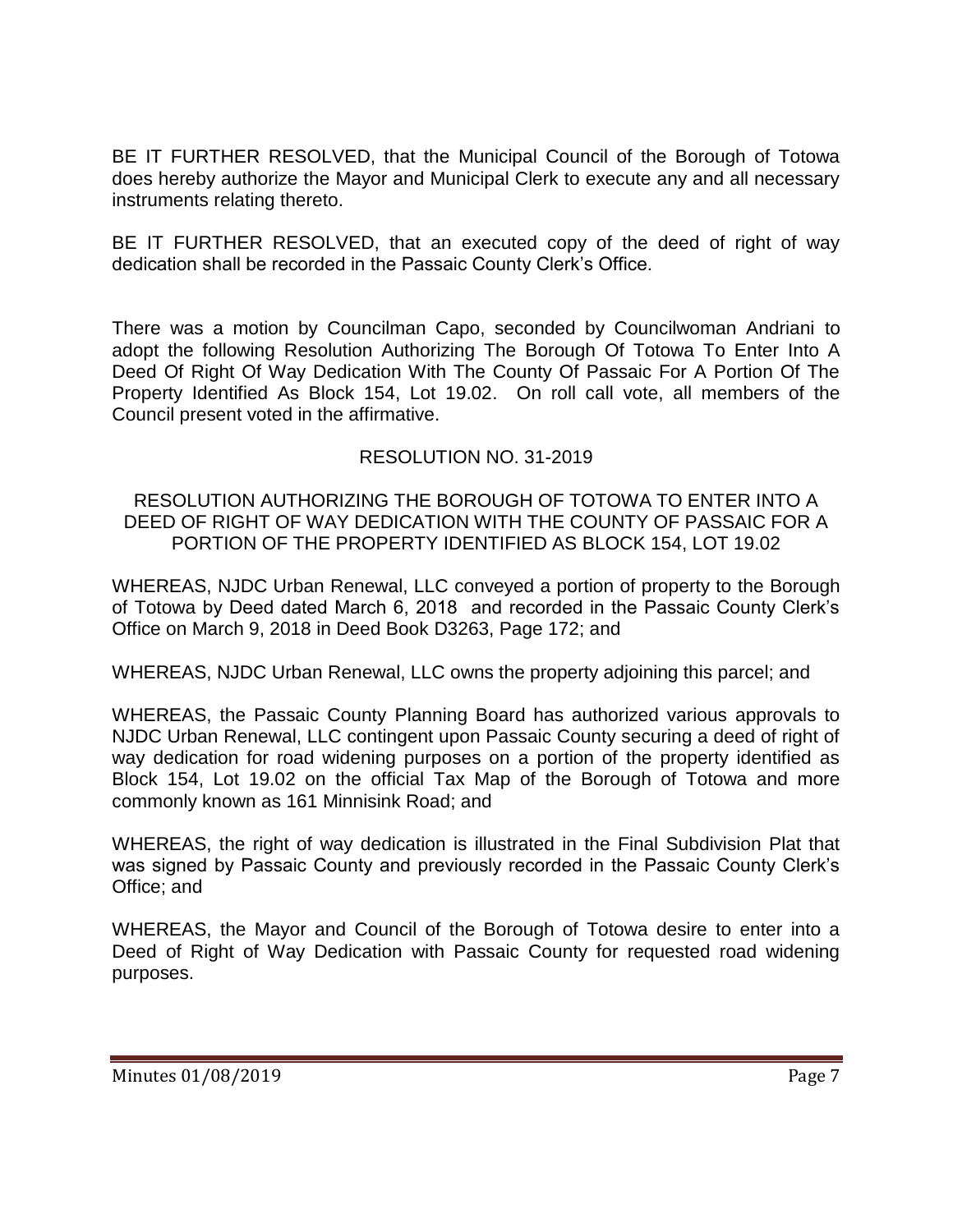BE IT FURTHER RESOLVED, that the Municipal Council of the Borough of Totowa does hereby authorize the Mayor and Municipal Clerk to execute any and all necessary instruments relating thereto.

BE IT FURTHER RESOLVED, that an executed copy of the deed of right of way dedication shall be recorded in the Passaic County Clerk's Office.

There was a motion by Councilman Capo, seconded by Councilwoman Andriani to adopt the following Resolution Authorizing The Borough Of Totowa To Enter Into A Deed Of Right Of Way Dedication With The County Of Passaic For A Portion Of The Property Identified As Block 154, Lot 19.02. On roll call vote, all members of the Council present voted in the affirmative.

RESOLUTION NO. 31-2019

RESOLUTION AUTHORIZING THE BOROUGH OF TOTOWA TO ENTER INTO A DEED OF RIGHT OF WAY DEDICATION WITH THE COUNTY OF PASSAIC FOR A PORTION OF THE PROPERTY IDENTIFIED AS BLOCK 154, LOT 19.02

WHEREAS, NJDC Urban Renewal, LLC conveyed a portion of property to the Borough of Totowa by Deed dated March 6, 2018 and recorded in the Passaic County Clerk's Office on March 9, 2018 in Deed Book D3263, Page 172; and

WHEREAS, NJDC Urban Renewal, LLC owns the property adjoining this parcel; and

WHEREAS, the Passaic County Planning Board has authorized various approvals to NJDC Urban Renewal, LLC contingent upon Passaic County securing a deed of right of way dedication for road widening purposes on a portion of the property identified as Block 154, Lot 19.02 on the official Tax Map of the Borough of Totowa and more commonly known as 161 Minnisink Road; and

WHEREAS, the right of way dedication is illustrated in the Final Subdivision Plat that was signed by Passaic County and previously recorded in the Passaic County Clerk's Office; and

WHEREAS, the Mayor and Council of the Borough of Totowa desire to enter into a Deed of Right of Way Dedication with Passaic County for requested road widening purposes.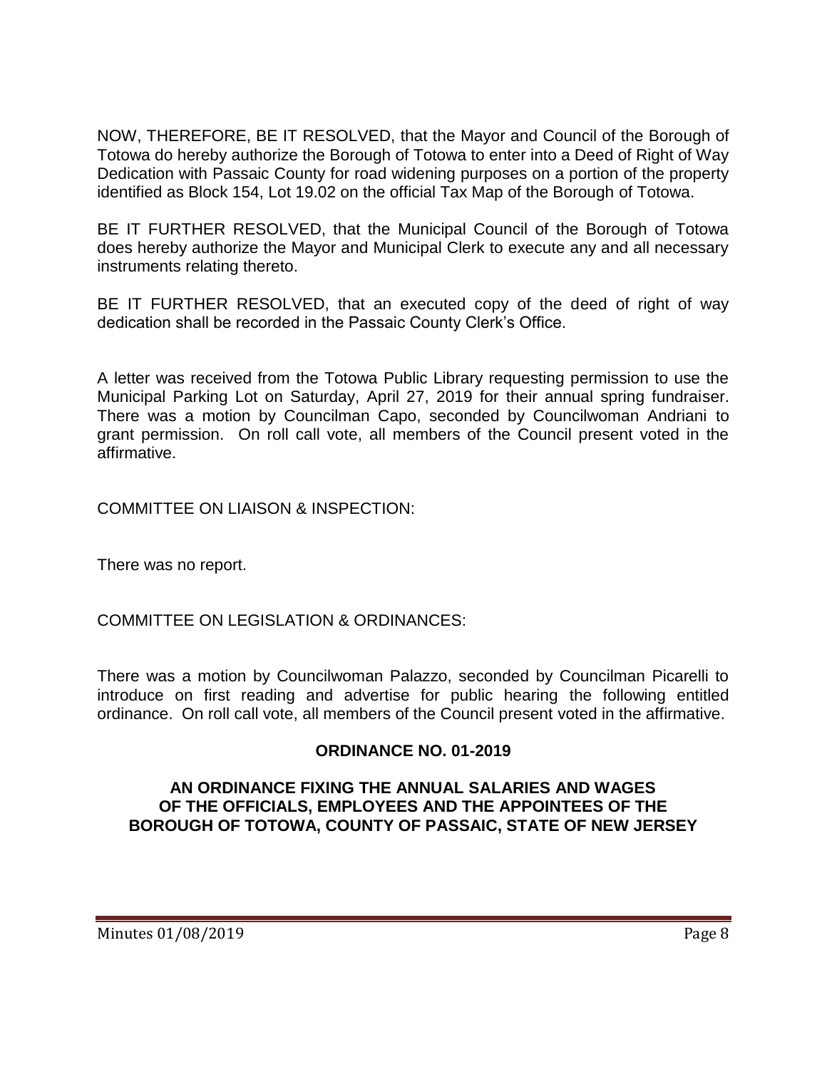NOW, THEREFORE, BE IT RESOLVED, that the Mayor and Council of the Borough of Totowa do hereby authorize the Borough of Totowa to enter into a Deed of Right of Way Dedication with Passaic County for road widening purposes on a portion of the property identified as Block 154, Lot 19.02 on the official Tax Map of the Borough of Totowa.

BE IT FURTHER RESOLVED, that the Municipal Council of the Borough of Totowa does hereby authorize the Mayor and Municipal Clerk to execute any and all necessary instruments relating thereto.

BE IT FURTHER RESOLVED, that an executed copy of the deed of right of way dedication shall be recorded in the Passaic County Clerk's Office.

A letter was received from the Totowa Public Library requesting permission to use the Municipal Parking Lot on Saturday, April 27, 2019 for their annual spring fundraiser. There was a motion by Councilman Capo, seconded by Councilwoman Andriani to grant permission. On roll call vote, all members of the Council present voted in the affirmative.

COMMITTEE ON LIAISON & INSPECTION:

There was no report.

COMMITTEE ON LEGISLATION & ORDINANCES:

There was a motion by Councilwoman Palazzo, seconded by Councilman Picarelli to introduce on first reading and advertise for public hearing the following entitled ordinance. On roll call vote, all members of the Council present voted in the affirmative.

**ORDINANCE NO. 01-2019**

**AN ORDINANCE FIXING THE ANNUAL SALARIES AND WAGES OF THE OFFICIALS, EMPLOYEES AND THE APPOINTEES OF THE BOROUGH OF TOTOWA, COUNTY OF PASSAIC, STATE OF NEW JERSEY**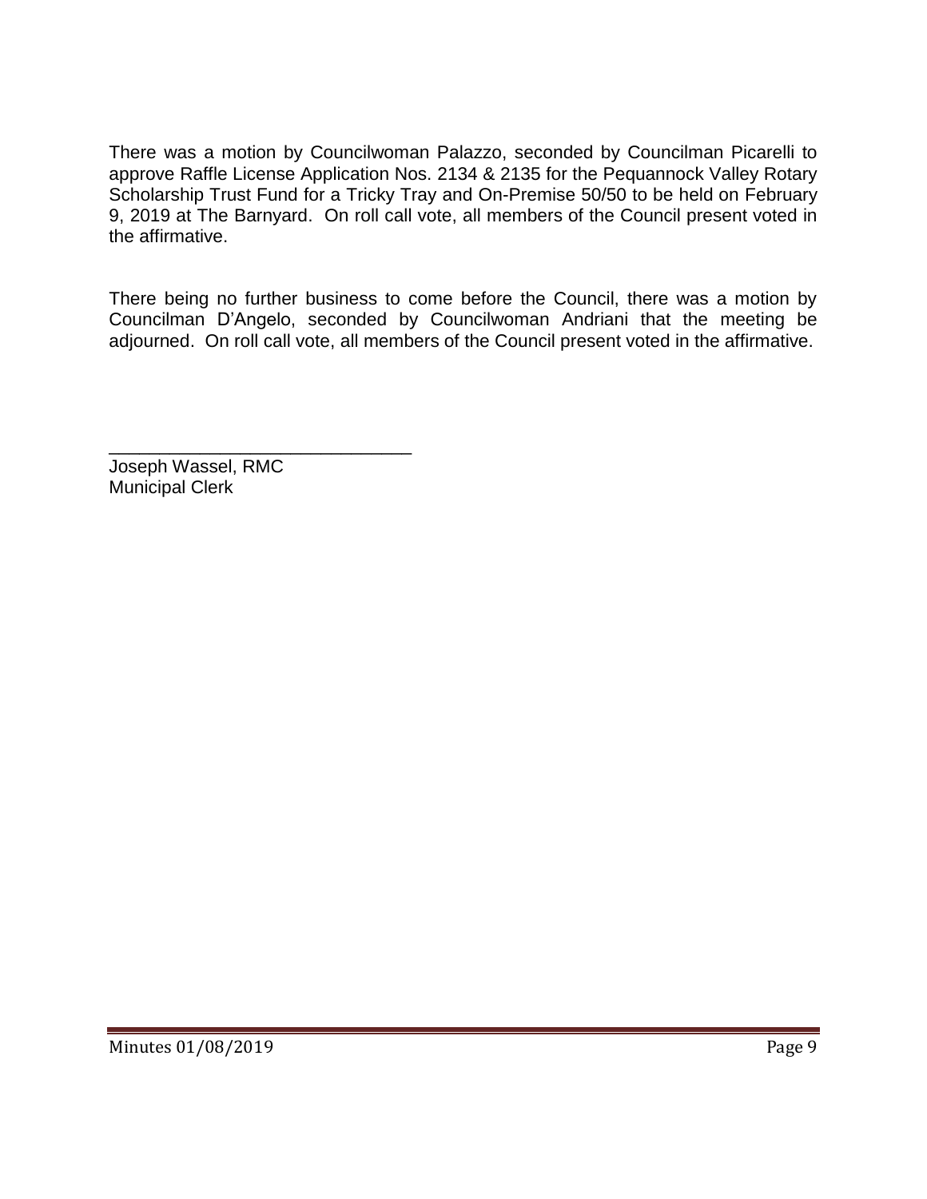There was a motion by Councilwoman Palazzo, seconded by Councilman Picarelli to approve Raffle License Application Nos. 2134 & 2135 for the Pequannock Valley Rotary Scholarship Trust Fund for a Tricky Tray and On-Premise 50/50 to be held on February 9, 2019 at The Barnyard. On roll call vote, all members of the Council present voted in the affirmative.

There being no further business to come before the Council, there was a motion by Councilman D'Angelo, seconded by Councilwoman Andriani that the meeting be adjourned. On roll call vote, all members of the Council present voted in the affirmative.

\_\_\_\_\_\_\_\_\_\_\_\_\_\_\_\_\_\_\_\_\_\_\_\_\_\_\_\_\_\_\_\_

Joseph Wassel, RMC
Municipal Clerk